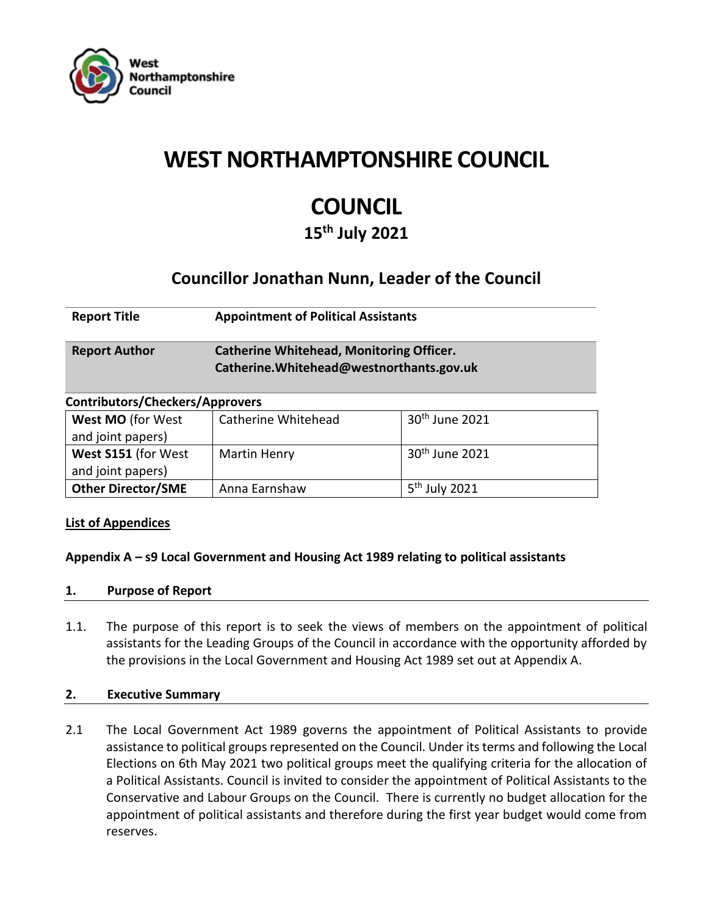# WEST NORTHAMPTONSHIRE COUNCIL

# COUNCIL

## 15th July 2021

## Councillor Jonathan Nunn, Leader of the Council

| | |
|---|---|
| **Report Title** | **Appointment of Political Assistants** |
| **Report Author** | **Catherine Whitehead, Monitoring Officer. Catherine.Whitehead@westnorthants.gov.uk** |

**Contributors/Checkers/Approvers**

| | | |
|---|---|---|
| **West MO** (for West and joint papers) | Catherine Whitehead | 30th June 2021 |
| **West S151** (for West and joint papers) | Martin Henry | 30th June 2021 |
| **Other Director/SME** | Anna Earnshaw | 5th July 2021 |

**List of Appendices**

**Appendix A – s9 Local Government and Housing Act 1989 relating to political assistants**

### 1. Purpose of Report

1.1. The purpose of this report is to seek the views of members on the appointment of political assistants for the Leading Groups of the Council in accordance with the opportunity afforded by the provisions in the Local Government and Housing Act 1989 set out at Appendix A.

### 2. Executive Summary

2.1 The Local Government Act 1989 governs the appointment of Political Assistants to provide assistance to political groups represented on the Council. Under its terms and following the Local Elections on 6th May 2021 two political groups meet the qualifying criteria for the allocation of a Political Assistants. Council is invited to consider the appointment of Political Assistants to the Conservative and Labour Groups on the Council. There is currently no budget allocation for the appointment of political assistants and therefore during the first year budget would come from reserves.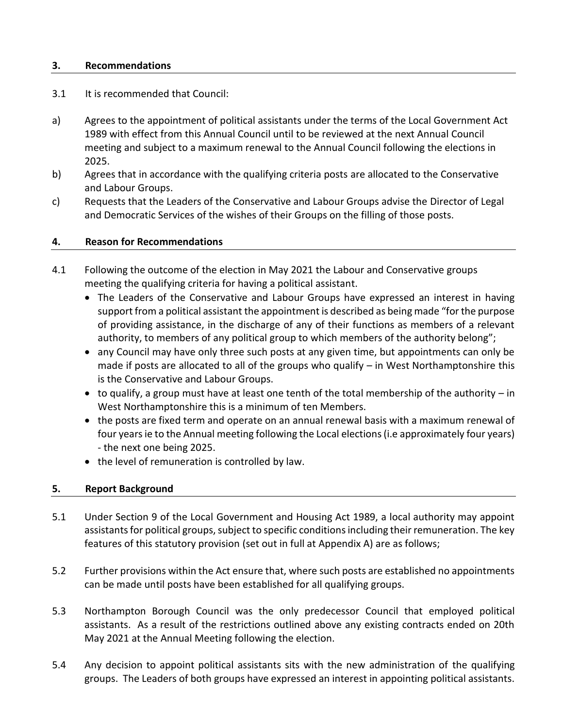## 3. Recommendations

3.1 It is recommended that Council:

a) Agrees to the appointment of political assistants under the terms of the Local Government Act 1989 with effect from this Annual Council until to be reviewed at the next Annual Council meeting and subject to a maximum renewal to the Annual Council following the elections in 2025.

b) Agrees that in accordance with the qualifying criteria posts are allocated to the Conservative and Labour Groups.

c) Requests that the Leaders of the Conservative and Labour Groups advise the Director of Legal and Democratic Services of the wishes of their Groups on the filling of those posts.

## 4. Reason for Recommendations

4.1 Following the outcome of the election in May 2021 the Labour and Conservative groups meeting the qualifying criteria for having a political assistant.

- The Leaders of the Conservative and Labour Groups have expressed an interest in having support from a political assistant the appointment is described as being made "for the purpose of providing assistance, in the discharge of any of their functions as members of a relevant authority, to members of any political group to which members of the authority belong";
- any Council may have only three such posts at any given time, but appointments can only be made if posts are allocated to all of the groups who qualify – in West Northamptonshire this is the Conservative and Labour Groups.
- to qualify, a group must have at least one tenth of the total membership of the authority – in West Northamptonshire this is a minimum of ten Members.
- the posts are fixed term and operate on an annual renewal basis with a maximum renewal of four years ie to the Annual meeting following the Local elections (i.e approximately four years) - the next one being 2025.
- the level of remuneration is controlled by law.

## 5. Report Background

5.1 Under Section 9 of the Local Government and Housing Act 1989, a local authority may appoint assistants for political groups, subject to specific conditions including their remuneration. The key features of this statutory provision (set out in full at Appendix A) are as follows;

5.2 Further provisions within the Act ensure that, where such posts are established no appointments can be made until posts have been established for all qualifying groups.

5.3 Northampton Borough Council was the only predecessor Council that employed political assistants. As a result of the restrictions outlined above any existing contracts ended on 20th May 2021 at the Annual Meeting following the election.

5.4 Any decision to appoint political assistants sits with the new administration of the qualifying groups. The Leaders of both groups have expressed an interest in appointing political assistants.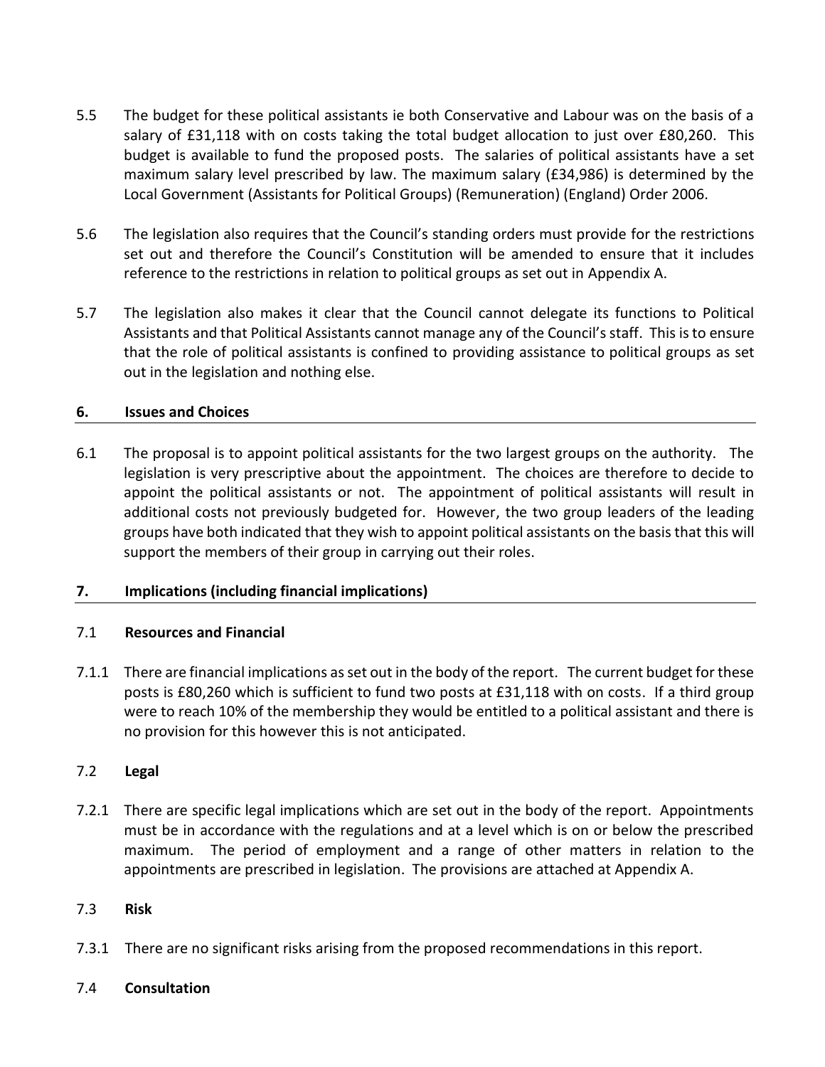5.5 The budget for these political assistants ie both Conservative and Labour was on the basis of a salary of £31,118 with on costs taking the total budget allocation to just over £80,260. This budget is available to fund the proposed posts. The salaries of political assistants have a set maximum salary level prescribed by law. The maximum salary (£34,986) is determined by the Local Government (Assistants for Political Groups) (Remuneration) (England) Order 2006.

5.6 The legislation also requires that the Council's standing orders must provide for the restrictions set out and therefore the Council's Constitution will be amended to ensure that it includes reference to the restrictions in relation to political groups as set out in Appendix A.

5.7 The legislation also makes it clear that the Council cannot delegate its functions to Political Assistants and that Political Assistants cannot manage any of the Council's staff. This is to ensure that the role of political assistants is confined to providing assistance to political groups as set out in the legislation and nothing else.

## 6. Issues and Choices

6.1 The proposal is to appoint political assistants for the two largest groups on the authority. The legislation is very prescriptive about the appointment. The choices are therefore to decide to appoint the political assistants or not. The appointment of political assistants will result in additional costs not previously budgeted for. However, the two group leaders of the leading groups have both indicated that they wish to appoint political assistants on the basis that this will support the members of their group in carrying out their roles.

## 7. Implications (including financial implications)

### 7.1 Resources and Financial

7.1.1 There are financial implications as set out in the body of the report. The current budget for these posts is £80,260 which is sufficient to fund two posts at £31,118 with on costs. If a third group were to reach 10% of the membership they would be entitled to a political assistant and there is no provision for this however this is not anticipated.

### 7.2 Legal

7.2.1 There are specific legal implications which are set out in the body of the report. Appointments must be in accordance with the regulations and at a level which is on or below the prescribed maximum. The period of employment and a range of other matters in relation to the appointments are prescribed in legislation. The provisions are attached at Appendix A.

### 7.3 Risk

7.3.1 There are no significant risks arising from the proposed recommendations in this report.

### 7.4 Consultation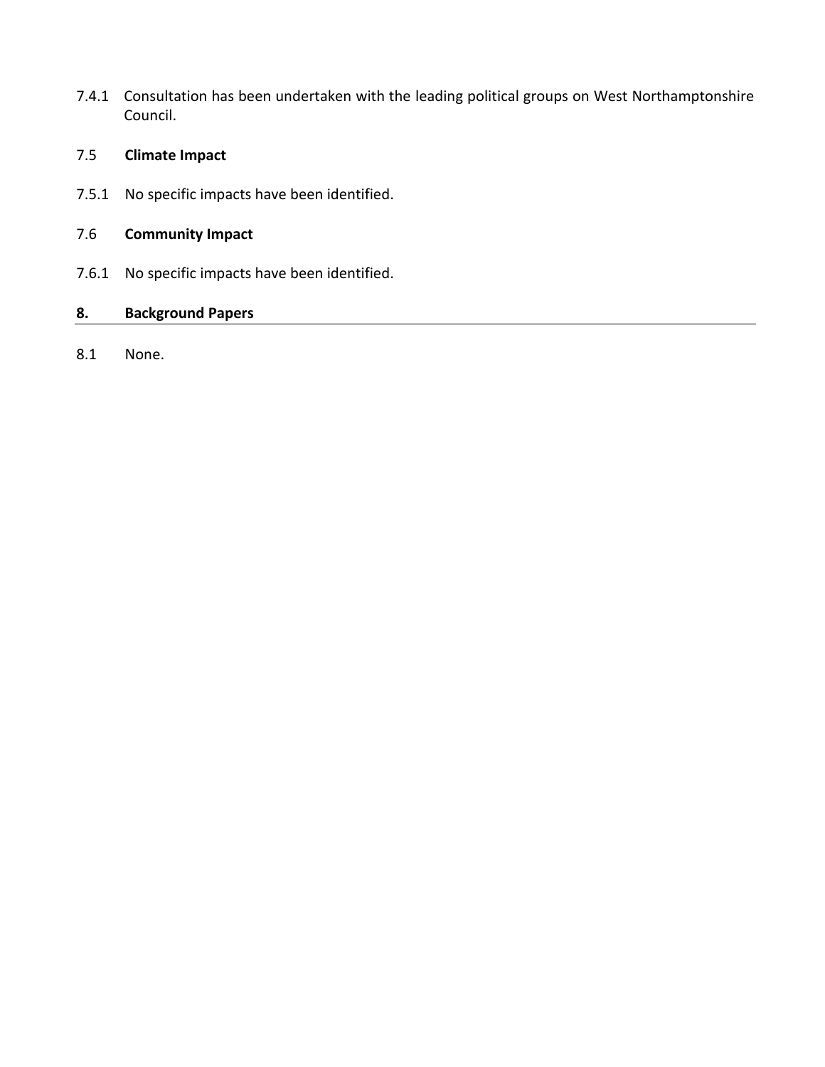7.4.1 Consultation has been undertaken with the leading political groups on West Northamptonshire Council.

### 7.5 Climate Impact

7.5.1 No specific impacts have been identified.

### 7.6 Community Impact

7.6.1 No specific impacts have been identified.

## 8. Background Papers

8.1 None.